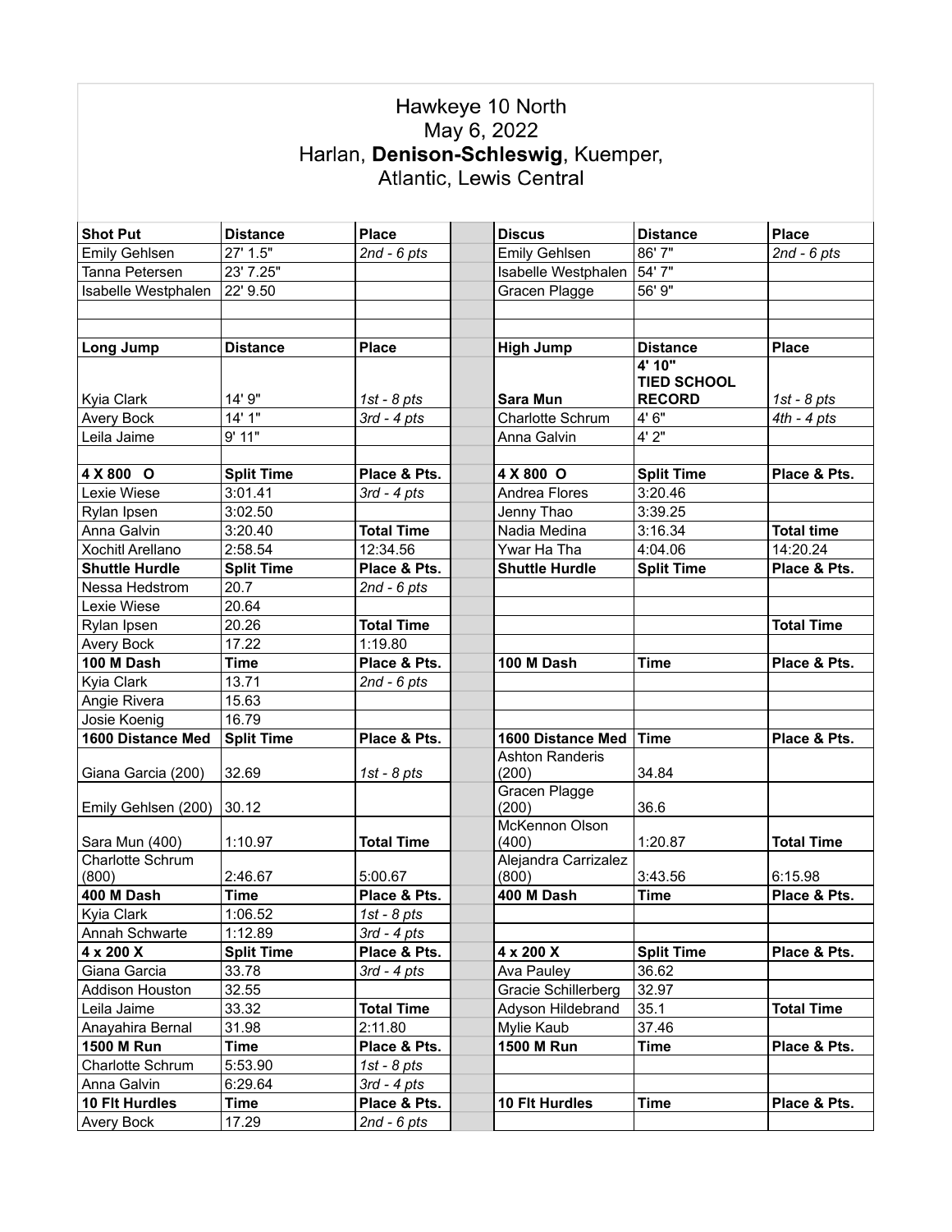# Hawkeye 10 North

May 6, 2022

Harlan, **Denison-Schleswig**, Kuemper, Atlantic, Lewis Central

| Shot Put | Distance | Place | | Discus | Distance | Place |
|---|---|---|---|---|---|---|
| Emily Gehlsen | 27' 1.5" | *2nd - 6 pts* | | Emily Gehlsen | 86' 7" | *2nd - 6 pts* |
| Tanna Petersen | 23' 7.25" | | | Isabelle Westphalen | 54' 7" | |
| Isabelle Westphalen | 22' 9.50 | | | Gracen Plagge | 56' 9" | |
| | | | | | | |
| | | | | | | |
| **Long Jump** | **Distance** | **Place** | | **High Jump** | **Distance** | **Place** |
| Kyia Clark | 14' 9" | *1st - 8 pts* | | **Sara Mun** | **4' 10" TIED SCHOOL RECORD** | *1st - 8 pts* |
| Avery Bock | 14' 1" | *3rd - 4 pts* | | Charlotte Schrum | 4' 6" | *4th - 4 pts* |
| Leila Jaime | 9' 11" | | | Anna Galvin | 4' 2" | |
| | | | | | | |
| **4 X 800 O** | **Split Time** | **Place & Pts.** | | **4 X 800 O** | **Split Time** | **Place & Pts.** |
| Lexie Wiese | 3:01.41 | *3rd - 4 pts* | | Andrea Flores | 3:20.46 | |
| Rylan Ipsen | 3:02.50 | | | Jenny Thao | 3:39.25 | |
| Anna Galvin | 3:20.40 | **Total Time** | | Nadia Medina | 3:16.34 | **Total time** |
| Xochitl Arellano | 2:58.54 | 12:34.56 | | Ywar Ha Tha | 4:04.06 | 14:20.24 |
| **Shuttle Hurdle** | **Split Time** | **Place & Pts.** | | **Shuttle Hurdle** | **Split Time** | **Place & Pts.** |
| Nessa Hedstrom | 20.7 | *2nd - 6 pts* | | | | |
| Lexie Wiese | 20.64 | | | | | |
| Rylan Ipsen | 20.26 | **Total Time** | | | | **Total Time** |
| Avery Bock | 17.22 | 1:19.80 | | | | |
| **100 M Dash** | **Time** | **Place & Pts.** | | **100 M Dash** | **Time** | **Place & Pts.** |
| Kyia Clark | 13.71 | *2nd - 6 pts* | | | | |
| Angie Rivera | 15.63 | | | | | |
| Josie Koenig | 16.79 | | | | | |
| **1600 Distance Med** | **Split Time** | **Place & Pts.** | | **1600 Distance Med** | **Time** | **Place & Pts.** |
| Giana Garcia (200) | 32.69 | *1st - 8 pts* | | Ashton Randeris (200) | 34.84 | |
| Emily Gehlsen (200) | 30.12 | | | Gracen Plagge (200) | 36.6 | |
| Sara Mun (400) | 1:10.97 | **Total Time** | | McKennon Olson (400) | 1:20.87 | **Total Time** |
| Charlotte Schrum (800) | 2:46.67 | 5:00.67 | | Alejandra Carrizalez (800) | 3:43.56 | 6:15.98 |
| **400 M Dash** | **Time** | **Place & Pts.** | | **400 M Dash** | **Time** | **Place & Pts.** |
| Kyia Clark | 1:06.52 | *1st - 8 pts* | | | | |
| Annah Schwarte | 1:12.89 | *3rd - 4 pts* | | | | |
| **4 x 200 X** | **Split Time** | **Place & Pts.** | | **4 x 200 X** | **Split Time** | **Place & Pts.** |
| Giana Garcia | 33.78 | *3rd - 4 pts* | | Ava Pauley | 36.62 | |
| Addison Houston | 32.55 | | | Gracie Schillerberg | 32.97 | |
| Leila Jaime | 33.32 | **Total Time** | | Adyson Hildebrand | 35.1 | **Total Time** |
| Anayahira Bernal | 31.98 | 2:11.80 | | Mylie Kaub | 37.46 | |
| **1500 M Run** | **Time** | **Place & Pts.** | | **1500 M Run** | **Time** | **Place & Pts.** |
| Charlotte Schrum | 5:53.90 | *1st - 8 pts* | | | | |
| Anna Galvin | 6:29.64 | *3rd - 4 pts* | | | | |
| **10 Flt Hurdles** | **Time** | **Place & Pts.** | | **10 Flt Hurdles** | **Time** | **Place & Pts.** |
| Avery Bock | 17.29 | *2nd - 6 pts* | | | | |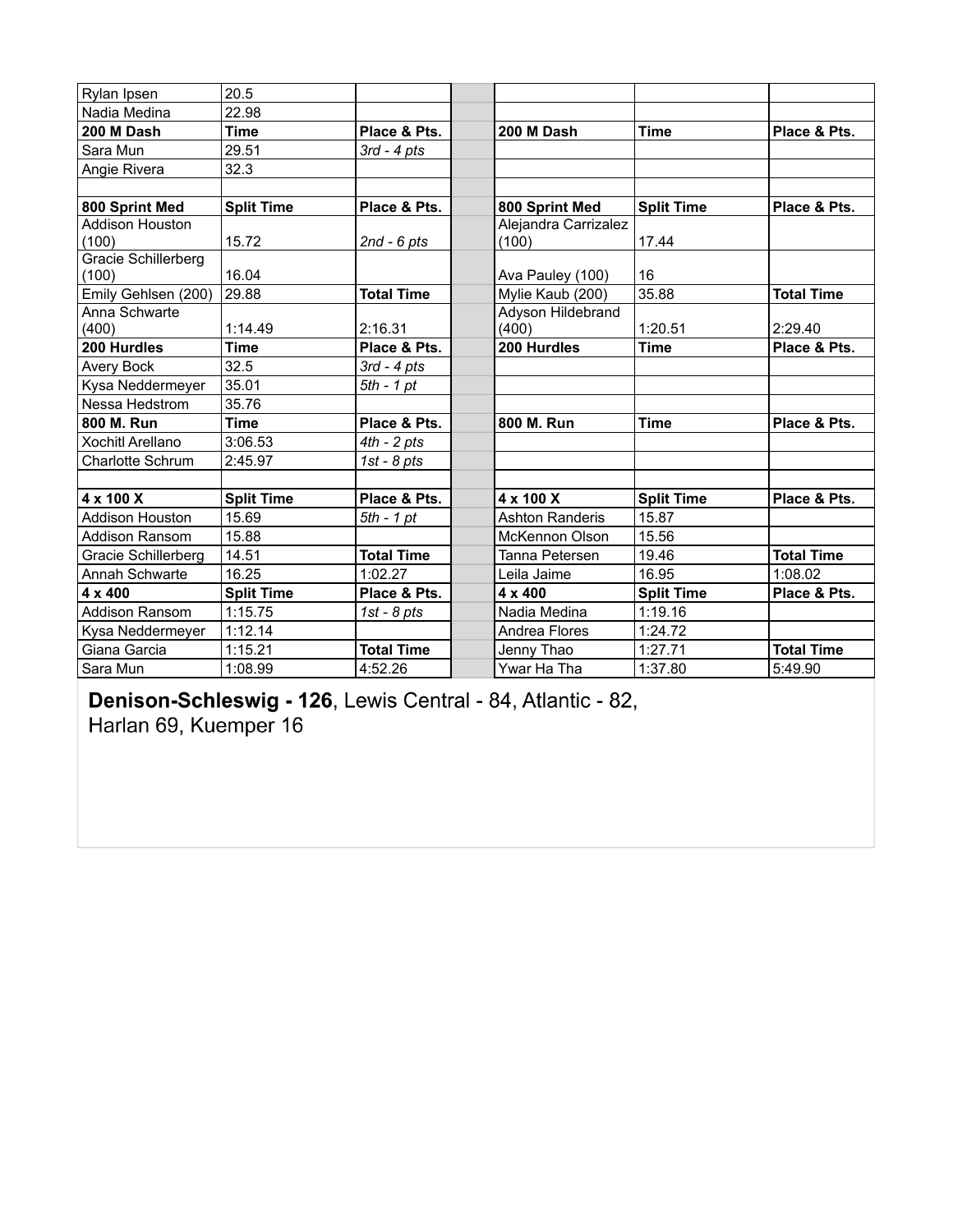| | | | | | | |
|---|---|---|---|---|---|---|
| Rylan Ipsen | 20.5 | | | | | |
| Nadia Medina | 22.98 | | | | | |
| **200 M Dash** | **Time** | **Place & Pts.** | | **200 M Dash** | **Time** | **Place & Pts.** |
| Sara Mun | 29.51 | *3rd - 4 pts* | | | | |
| Angie Rivera | 32.3 | | | | | |
| | | | | | | |
| **800 Sprint Med** | **Split Time** | **Place & Pts.** | | **800 Sprint Med** | **Split Time** | **Place & Pts.** |
| Addison Houston (100) | 15.72 | *2nd - 6 pts* | | Alejandra Carrizalez (100) | 17.44 | |
| Gracie Schillerberg (100) | 16.04 | | | Ava Pauley (100) | 16 | |
| Emily Gehlsen (200) | 29.88 | **Total Time** | | Mylie Kaub (200) | 35.88 | **Total Time** |
| Anna Schwarte (400) | 1:14.49 | 2:16.31 | | Adyson Hildebrand (400) | 1:20.51 | 2:29.40 |
| **200 Hurdles** | **Time** | **Place & Pts.** | | **200 Hurdles** | **Time** | **Place & Pts.** |
| Avery Bock | 32.5 | *3rd - 4 pts* | | | | |
| Kysa Neddermeyer | 35.01 | *5th - 1 pt* | | | | |
| Nessa Hedstrom | 35.76 | | | | | |
| **800 M. Run** | **Time** | **Place & Pts.** | | **800 M. Run** | **Time** | **Place & Pts.** |
| Xochitl Arellano | 3:06.53 | *4th - 2 pts* | | | | |
| Charlotte Schrum | 2:45.97 | *1st - 8 pts* | | | | |
| | | | | | | |
| **4 x 100 X** | **Split Time** | **Place & Pts.** | | **4 x 100 X** | **Split Time** | **Place & Pts.** |
| Addison Houston | 15.69 | *5th - 1 pt* | | Ashton Randeris | 15.87 | |
| Addison Ransom | 15.88 | | | McKennon Olson | 15.56 | |
| Gracie Schillerberg | 14.51 | **Total Time** | | Tanna Petersen | 19.46 | **Total Time** |
| Annah Schwarte | 16.25 | 1:02.27 | | Leila Jaime | 16.95 | 1:08.02 |
| **4 x 400** | **Split Time** | **Place & Pts.** | | **4 x 400** | **Split Time** | **Place & Pts.** |
| Addison Ransom | 1:15.75 | *1st - 8 pts* | | Nadia Medina | 1:19.16 | |
| Kysa Neddermeyer | 1:12.14 | | | Andrea Flores | 1:24.72 | |
| Giana Garcia | 1:15.21 | **Total Time** | | Jenny Thao | 1:27.71 | **Total Time** |
| Sara Mun | 1:08.99 | 4:52.26 | | Ywar Ha Tha | 1:37.80 | 5:49.90 |

**Denison-Schleswig - 126**, Lewis Central - 84, Atlantic - 82, Harlan 69, Kuemper 16